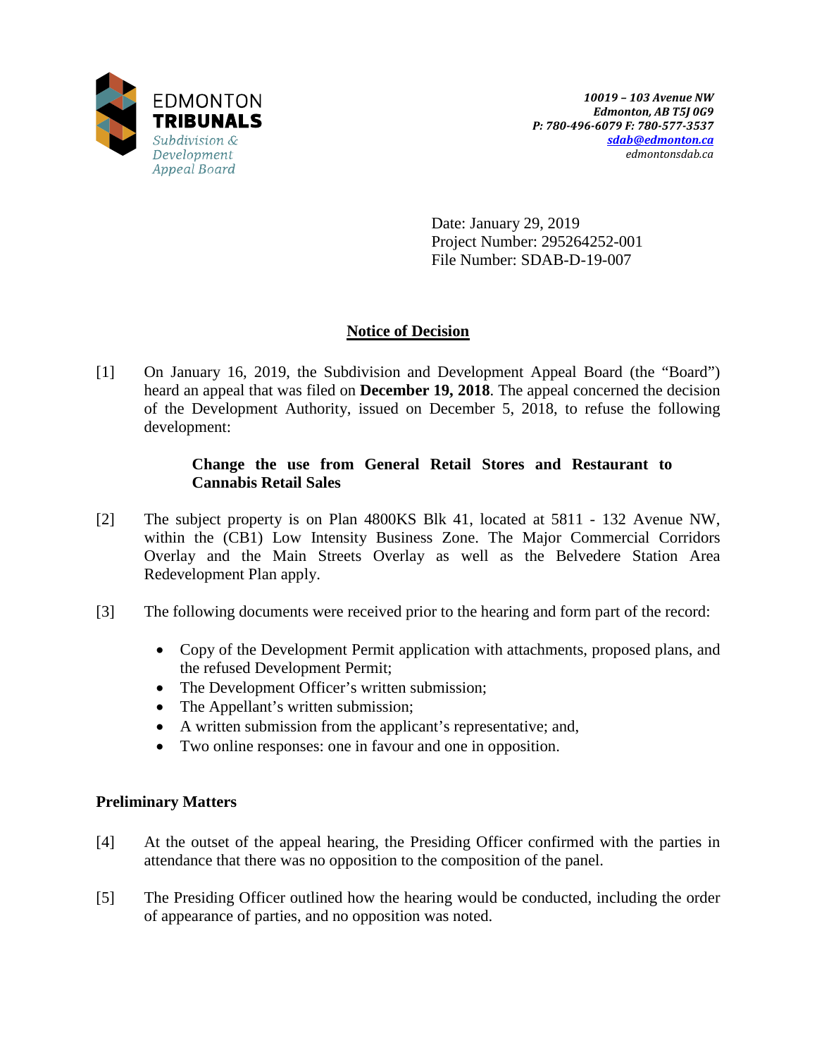EDMONTON
**TRIBUNALS**
*Subdivision & Development Appeal Board*

*10019 – 103 Avenue NW*
*Edmonton, AB T5J 0G9*
*P: 780-496-6079 F: 780-577-3537*
*sdab@edmonton.ca*
*edmontonsdab.ca*

Date: January 29, 2019
Project Number: 295264252-001
File Number: SDAB-D-19-007

## Notice of Decision

[1] On January 16, 2019, the Subdivision and Development Appeal Board (the "Board") heard an appeal that was filed on **December 19, 2018**. The appeal concerned the decision of the Development Authority, issued on December 5, 2018, to refuse the following development:

> **Change the use from General Retail Stores and Restaurant to Cannabis Retail Sales**

[2] The subject property is on Plan 4800KS Blk 41, located at 5811 - 132 Avenue NW, within the (CB1) Low Intensity Business Zone. The Major Commercial Corridors Overlay and the Main Streets Overlay as well as the Belvedere Station Area Redevelopment Plan apply.

[3] The following documents were received prior to the hearing and form part of the record:

- Copy of the Development Permit application with attachments, proposed plans, and the refused Development Permit;
- The Development Officer's written submission;
- The Appellant's written submission;
- A written submission from the applicant's representative; and,
- Two online responses: one in favour and one in opposition.

### Preliminary Matters

[4] At the outset of the appeal hearing, the Presiding Officer confirmed with the parties in attendance that there was no opposition to the composition of the panel.

[5] The Presiding Officer outlined how the hearing would be conducted, including the order of appearance of parties, and no opposition was noted.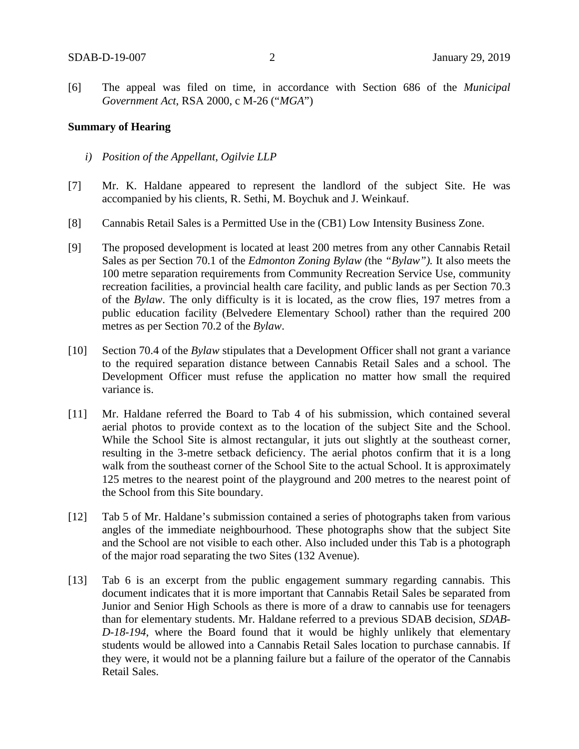[6] The appeal was filed on time, in accordance with Section 686 of the *Municipal Government Act*, RSA 2000, c M-26 ("*MGA*")

**Summary of Hearing**

*i) Position of the Appellant, Ogilvie LLP*

[7] Mr. K. Haldane appeared to represent the landlord of the subject Site. He was accompanied by his clients, R. Sethi, M. Boychuk and J. Weinkauf.

[8] Cannabis Retail Sales is a Permitted Use in the (CB1) Low Intensity Business Zone.

[9] The proposed development is located at least 200 metres from any other Cannabis Retail Sales as per Section 70.1 of the *Edmonton Zoning Bylaw (*the *"Bylaw").* It also meets the 100 metre separation requirements from Community Recreation Service Use, community recreation facilities, a provincial health care facility, and public lands as per Section 70.3 of the *Bylaw*. The only difficulty is it is located, as the crow flies, 197 metres from a public education facility (Belvedere Elementary School) rather than the required 200 metres as per Section 70.2 of the *Bylaw*.

[10] Section 70.4 of the *Bylaw* stipulates that a Development Officer shall not grant a variance to the required separation distance between Cannabis Retail Sales and a school. The Development Officer must refuse the application no matter how small the required variance is.

[11] Mr. Haldane referred the Board to Tab 4 of his submission, which contained several aerial photos to provide context as to the location of the subject Site and the School. While the School Site is almost rectangular, it juts out slightly at the southeast corner, resulting in the 3-metre setback deficiency. The aerial photos confirm that it is a long walk from the southeast corner of the School Site to the actual School. It is approximately 125 metres to the nearest point of the playground and 200 metres to the nearest point of the School from this Site boundary.

[12] Tab 5 of Mr. Haldane's submission contained a series of photographs taken from various angles of the immediate neighbourhood. These photographs show that the subject Site and the School are not visible to each other. Also included under this Tab is a photograph of the major road separating the two Sites (132 Avenue).

[13] Tab 6 is an excerpt from the public engagement summary regarding cannabis. This document indicates that it is more important that Cannabis Retail Sales be separated from Junior and Senior High Schools as there is more of a draw to cannabis use for teenagers than for elementary students. Mr. Haldane referred to a previous SDAB decision, *SDAB-D-18-194*, where the Board found that it would be highly unlikely that elementary students would be allowed into a Cannabis Retail Sales location to purchase cannabis. If they were, it would not be a planning failure but a failure of the operator of the Cannabis Retail Sales.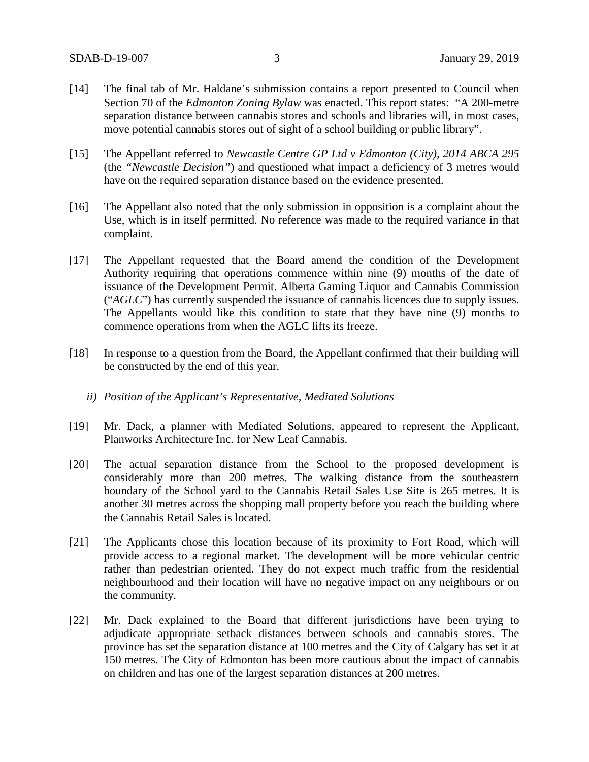[14] The final tab of Mr. Haldane's submission contains a report presented to Council when Section 70 of the *Edmonton Zoning Bylaw* was enacted. This report states: "A 200-metre separation distance between cannabis stores and schools and libraries will, in most cases, move potential cannabis stores out of sight of a school building or public library".

[15] The Appellant referred to *Newcastle Centre GP Ltd v Edmonton (City), 2014 ABCA 295* (the "*Newcastle Decision*") and questioned what impact a deficiency of 3 metres would have on the required separation distance based on the evidence presented.

[16] The Appellant also noted that the only submission in opposition is a complaint about the Use, which is in itself permitted. No reference was made to the required variance in that complaint.

[17] The Appellant requested that the Board amend the condition of the Development Authority requiring that operations commence within nine (9) months of the date of issuance of the Development Permit. Alberta Gaming Liquor and Cannabis Commission ("*AGLC*") has currently suspended the issuance of cannabis licences due to supply issues. The Appellants would like this condition to state that they have nine (9) months to commence operations from when the AGLC lifts its freeze.

[18] In response to a question from the Board, the Appellant confirmed that their building will be constructed by the end of this year.

*ii) Position of the Applicant's Representative, Mediated Solutions*

[19] Mr. Dack, a planner with Mediated Solutions, appeared to represent the Applicant, Planworks Architecture Inc. for New Leaf Cannabis.

[20] The actual separation distance from the School to the proposed development is considerably more than 200 metres. The walking distance from the southeastern boundary of the School yard to the Cannabis Retail Sales Use Site is 265 metres. It is another 30 metres across the shopping mall property before you reach the building where the Cannabis Retail Sales is located.

[21] The Applicants chose this location because of its proximity to Fort Road, which will provide access to a regional market. The development will be more vehicular centric rather than pedestrian oriented. They do not expect much traffic from the residential neighbourhood and their location will have no negative impact on any neighbours or on the community.

[22] Mr. Dack explained to the Board that different jurisdictions have been trying to adjudicate appropriate setback distances between schools and cannabis stores. The province has set the separation distance at 100 metres and the City of Calgary has set it at 150 metres. The City of Edmonton has been more cautious about the impact of cannabis on children and has one of the largest separation distances at 200 metres.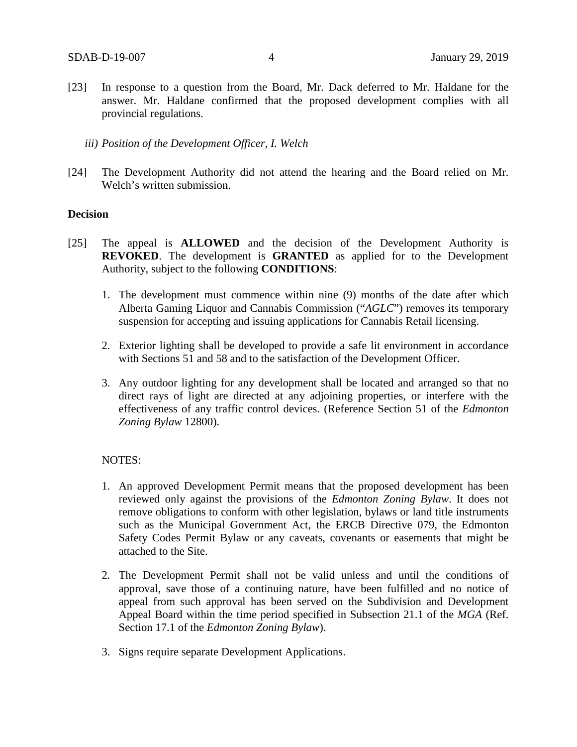[23] In response to a question from the Board, Mr. Dack deferred to Mr. Haldane for the answer. Mr. Haldane confirmed that the proposed development complies with all provincial regulations.

*iii) Position of the Development Officer, I. Welch*

[24] The Development Authority did not attend the hearing and the Board relied on Mr. Welch's written submission.

**Decision**

[25] The appeal is **ALLOWED** and the decision of the Development Authority is **REVOKED**. The development is **GRANTED** as applied for to the Development Authority, subject to the following **CONDITIONS**:

1. The development must commence within nine (9) months of the date after which Alberta Gaming Liquor and Cannabis Commission ("*AGLC*") removes its temporary suspension for accepting and issuing applications for Cannabis Retail licensing.
2. Exterior lighting shall be developed to provide a safe lit environment in accordance with Sections 51 and 58 and to the satisfaction of the Development Officer.
3. Any outdoor lighting for any development shall be located and arranged so that no direct rays of light are directed at any adjoining properties, or interfere with the effectiveness of any traffic control devices. (Reference Section 51 of the *Edmonton Zoning Bylaw* 12800).

NOTES:

1. An approved Development Permit means that the proposed development has been reviewed only against the provisions of the *Edmonton Zoning Bylaw*. It does not remove obligations to conform with other legislation, bylaws or land title instruments such as the Municipal Government Act, the ERCB Directive 079, the Edmonton Safety Codes Permit Bylaw or any caveats, covenants or easements that might be attached to the Site.
2. The Development Permit shall not be valid unless and until the conditions of approval, save those of a continuing nature, have been fulfilled and no notice of appeal from such approval has been served on the Subdivision and Development Appeal Board within the time period specified in Subsection 21.1 of the *MGA* (Ref. Section 17.1 of the *Edmonton Zoning Bylaw*).
3. Signs require separate Development Applications.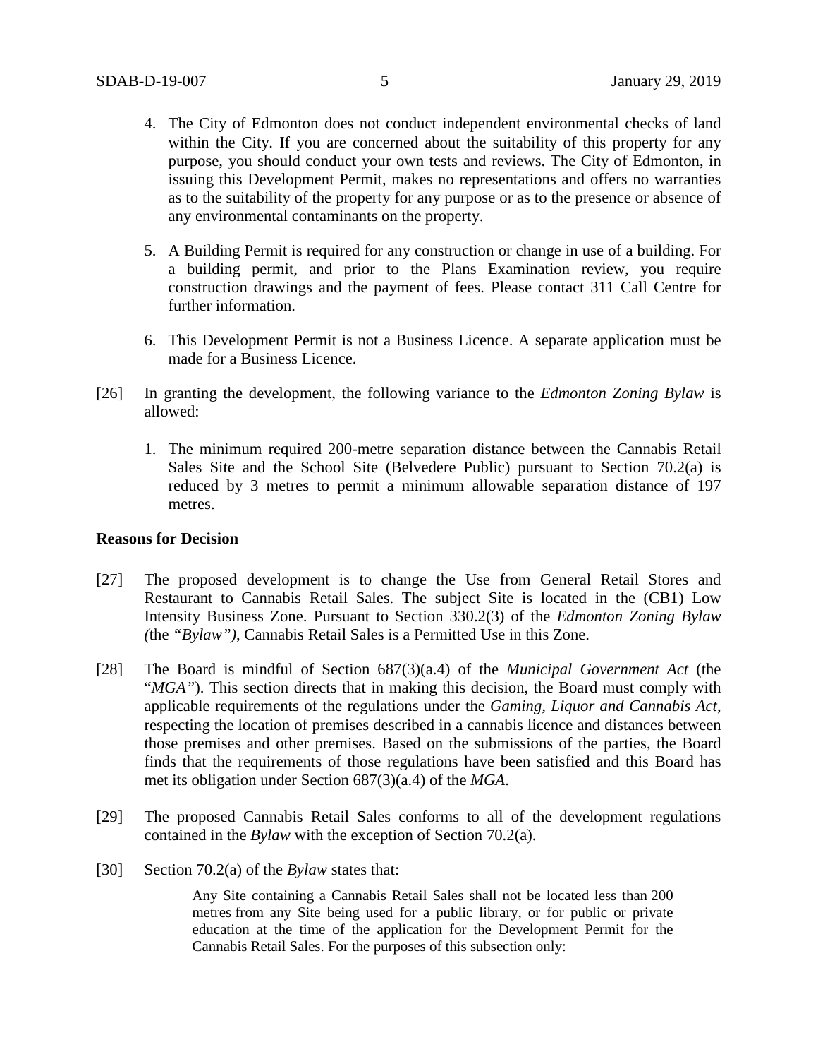4. The City of Edmonton does not conduct independent environmental checks of land within the City. If you are concerned about the suitability of this property for any purpose, you should conduct your own tests and reviews. The City of Edmonton, in issuing this Development Permit, makes no representations and offers no warranties as to the suitability of the property for any purpose or as to the presence or absence of any environmental contaminants on the property.

5. A Building Permit is required for any construction or change in use of a building. For a building permit, and prior to the Plans Examination review, you require construction drawings and the payment of fees. Please contact 311 Call Centre for further information.

6. This Development Permit is not a Business Licence. A separate application must be made for a Business Licence.

[26] In granting the development, the following variance to the *Edmonton Zoning Bylaw* is allowed:

1. The minimum required 200-metre separation distance between the Cannabis Retail Sales Site and the School Site (Belvedere Public) pursuant to Section 70.2(a) is reduced by 3 metres to permit a minimum allowable separation distance of 197 metres.

**Reasons for Decision**

[27] The proposed development is to change the Use from General Retail Stores and Restaurant to Cannabis Retail Sales. The subject Site is located in the (CB1) Low Intensity Business Zone. Pursuant to Section 330.2(3) of the *Edmonton Zoning Bylaw (*the *"Bylaw")*, Cannabis Retail Sales is a Permitted Use in this Zone.

[28] The Board is mindful of Section 687(3)(a.4) of the *Municipal Government Act* (the "*MGA*"). This section directs that in making this decision, the Board must comply with applicable requirements of the regulations under the *Gaming, Liquor and Cannabis Act*, respecting the location of premises described in a cannabis licence and distances between those premises and other premises. Based on the submissions of the parties, the Board finds that the requirements of those regulations have been satisfied and this Board has met its obligation under Section 687(3)(a.4) of the *MGA*.

[29] The proposed Cannabis Retail Sales conforms to all of the development regulations contained in the *Bylaw* with the exception of Section 70.2(a).

[30] Section 70.2(a) of the *Bylaw* states that:

> Any Site containing a Cannabis Retail Sales shall not be located less than 200 metres from any Site being used for a public library, or for public or private education at the time of the application for the Development Permit for the Cannabis Retail Sales. For the purposes of this subsection only: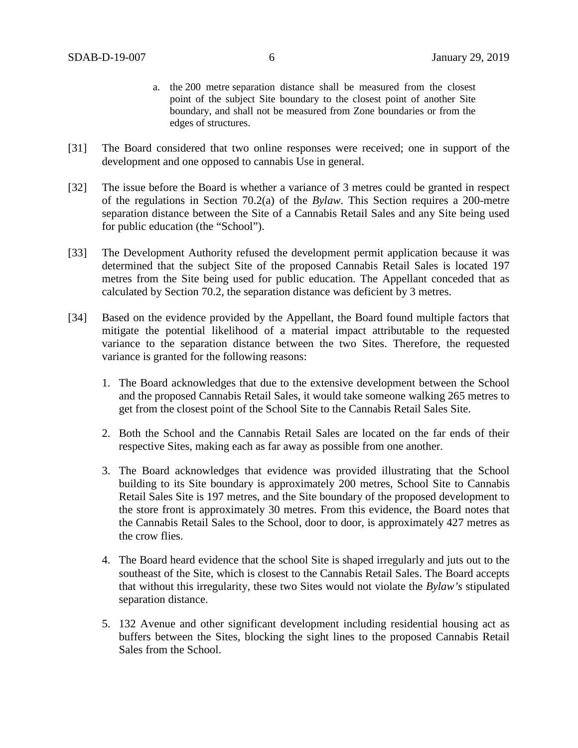a. the 200 metre separation distance shall be measured from the closest point of the subject Site boundary to the closest point of another Site boundary, and shall not be measured from Zone boundaries or from the edges of structures.

[31] The Board considered that two online responses were received; one in support of the development and one opposed to cannabis Use in general.

[32] The issue before the Board is whether a variance of 3 metres could be granted in respect of the regulations in Section 70.2(a) of the *Bylaw*. This Section requires a 200-metre separation distance between the Site of a Cannabis Retail Sales and any Site being used for public education (the "School").

[33] The Development Authority refused the development permit application because it was determined that the subject Site of the proposed Cannabis Retail Sales is located 197 metres from the Site being used for public education. The Appellant conceded that as calculated by Section 70.2, the separation distance was deficient by 3 metres.

[34] Based on the evidence provided by the Appellant, the Board found multiple factors that mitigate the potential likelihood of a material impact attributable to the requested variance to the separation distance between the two Sites. Therefore, the requested variance is granted for the following reasons:

1. The Board acknowledges that due to the extensive development between the School and the proposed Cannabis Retail Sales, it would take someone walking 265 metres to get from the closest point of the School Site to the Cannabis Retail Sales Site.

2. Both the School and the Cannabis Retail Sales are located on the far ends of their respective Sites, making each as far away as possible from one another.

3. The Board acknowledges that evidence was provided illustrating that the School building to its Site boundary is approximately 200 metres, School Site to Cannabis Retail Sales Site is 197 metres, and the Site boundary of the proposed development to the store front is approximately 30 metres. From this evidence, the Board notes that the Cannabis Retail Sales to the School, door to door, is approximately 427 metres as the crow flies.

4. The Board heard evidence that the school Site is shaped irregularly and juts out to the southeast of the Site, which is closest to the Cannabis Retail Sales. The Board accepts that without this irregularity, these two Sites would not violate the *Bylaw's* stipulated separation distance.

5. 132 Avenue and other significant development including residential housing act as buffers between the Sites, blocking the sight lines to the proposed Cannabis Retail Sales from the School.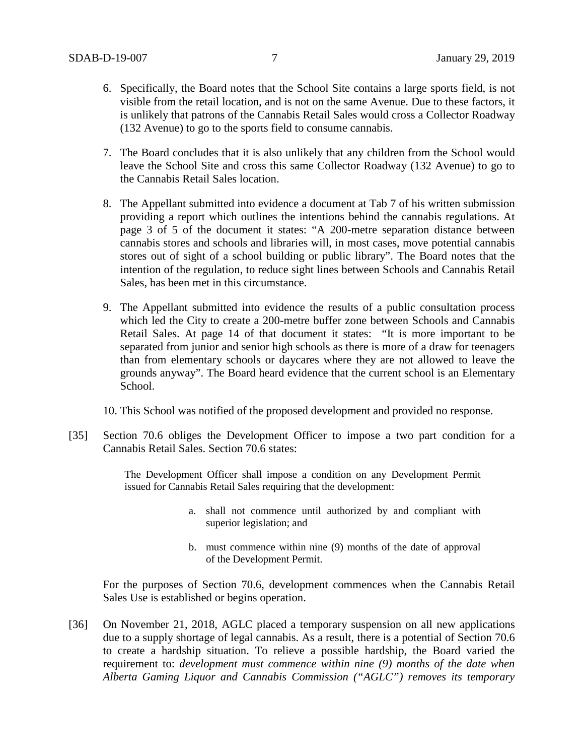6. Specifically, the Board notes that the School Site contains a large sports field, is not visible from the retail location, and is not on the same Avenue. Due to these factors, it is unlikely that patrons of the Cannabis Retail Sales would cross a Collector Roadway (132 Avenue) to go to the sports field to consume cannabis.

7. The Board concludes that it is also unlikely that any children from the School would leave the School Site and cross this same Collector Roadway (132 Avenue) to go to the Cannabis Retail Sales location.

8. The Appellant submitted into evidence a document at Tab 7 of his written submission providing a report which outlines the intentions behind the cannabis regulations. At page 3 of 5 of the document it states: "A 200-metre separation distance between cannabis stores and schools and libraries will, in most cases, move potential cannabis stores out of sight of a school building or public library". The Board notes that the intention of the regulation, to reduce sight lines between Schools and Cannabis Retail Sales, has been met in this circumstance.

9. The Appellant submitted into evidence the results of a public consultation process which led the City to create a 200-metre buffer zone between Schools and Cannabis Retail Sales. At page 14 of that document it states: "It is more important to be separated from junior and senior high schools as there is more of a draw for teenagers than from elementary schools or daycares where they are not allowed to leave the grounds anyway". The Board heard evidence that the current school is an Elementary School.

10. This School was notified of the proposed development and provided no response.

[35] Section 70.6 obliges the Development Officer to impose a two part condition for a Cannabis Retail Sales. Section 70.6 states:

> The Development Officer shall impose a condition on any Development Permit issued for Cannabis Retail Sales requiring that the development:
>
> a. shall not commence until authorized by and compliant with superior legislation; and
>
> b. must commence within nine (9) months of the date of approval of the Development Permit.

For the purposes of Section 70.6, development commences when the Cannabis Retail Sales Use is established or begins operation.

[36] On November 21, 2018, AGLC placed a temporary suspension on all new applications due to a supply shortage of legal cannabis. As a result, there is a potential of Section 70.6 to create a hardship situation. To relieve a possible hardship, the Board varied the requirement to: *development must commence within nine (9) months of the date when Alberta Gaming Liquor and Cannabis Commission ("AGLC") removes its temporary*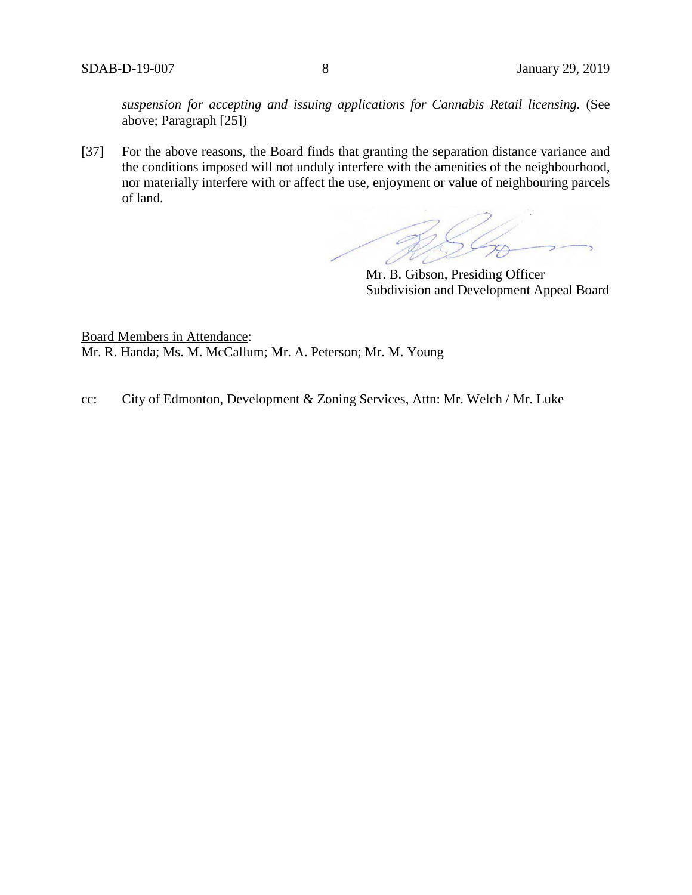*suspension for accepting and issuing applications for Cannabis Retail licensing.* (See above; Paragraph [25])

[37] For the above reasons, the Board finds that granting the separation distance variance and the conditions imposed will not unduly interfere with the amenities of the neighbourhood, nor materially interfere with or affect the use, enjoyment or value of neighbouring parcels of land.

Mr. B. Gibson, Presiding Officer
Subdivision and Development Appeal Board

Board Members in Attendance:
Mr. R. Handa; Ms. M. McCallum; Mr. A. Peterson; Mr. M. Young

cc: City of Edmonton, Development & Zoning Services, Attn: Mr. Welch / Mr. Luke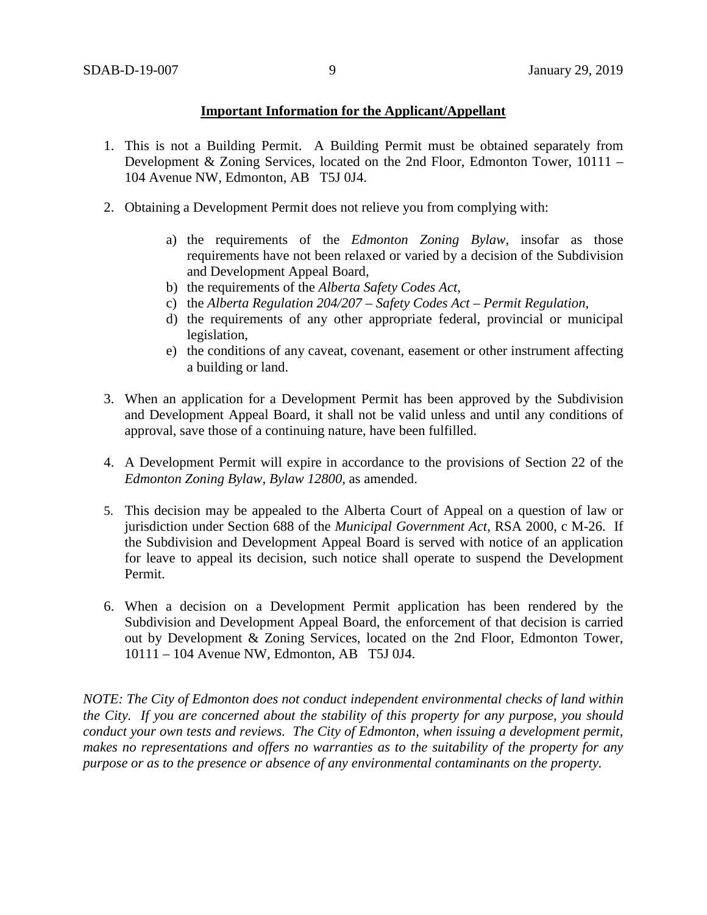**Important Information for the Applicant/Appellant**

1. This is not a Building Permit. A Building Permit must be obtained separately from Development & Zoning Services, located on the 2nd Floor, Edmonton Tower, 10111 – 104 Avenue NW, Edmonton, AB T5J 0J4.

2. Obtaining a Development Permit does not relieve you from complying with:

   a) the requirements of the *Edmonton Zoning Bylaw*, insofar as those requirements have not been relaxed or varied by a decision of the Subdivision and Development Appeal Board,
   b) the requirements of the *Alberta Safety Codes Act*,
   c) the *Alberta Regulation 204/207 – Safety Codes Act – Permit Regulation*,
   d) the requirements of any other appropriate federal, provincial or municipal legislation,
   e) the conditions of any caveat, covenant, easement or other instrument affecting a building or land.

3. When an application for a Development Permit has been approved by the Subdivision and Development Appeal Board, it shall not be valid unless and until any conditions of approval, save those of a continuing nature, have been fulfilled.

4. A Development Permit will expire in accordance to the provisions of Section 22 of the *Edmonton Zoning Bylaw, Bylaw 12800*, as amended.

5. This decision may be appealed to the Alberta Court of Appeal on a question of law or jurisdiction under Section 688 of the *Municipal Government Act*, RSA 2000, c M-26. If the Subdivision and Development Appeal Board is served with notice of an application for leave to appeal its decision, such notice shall operate to suspend the Development Permit.

6. When a decision on a Development Permit application has been rendered by the Subdivision and Development Appeal Board, the enforcement of that decision is carried out by Development & Zoning Services, located on the 2nd Floor, Edmonton Tower, 10111 – 104 Avenue NW, Edmonton, AB T5J 0J4.

*NOTE: The City of Edmonton does not conduct independent environmental checks of land within the City. If you are concerned about the stability of this property for any purpose, you should conduct your own tests and reviews. The City of Edmonton, when issuing a development permit, makes no representations and offers no warranties as to the suitability of the property for any purpose or as to the presence or absence of any environmental contaminants on the property.*